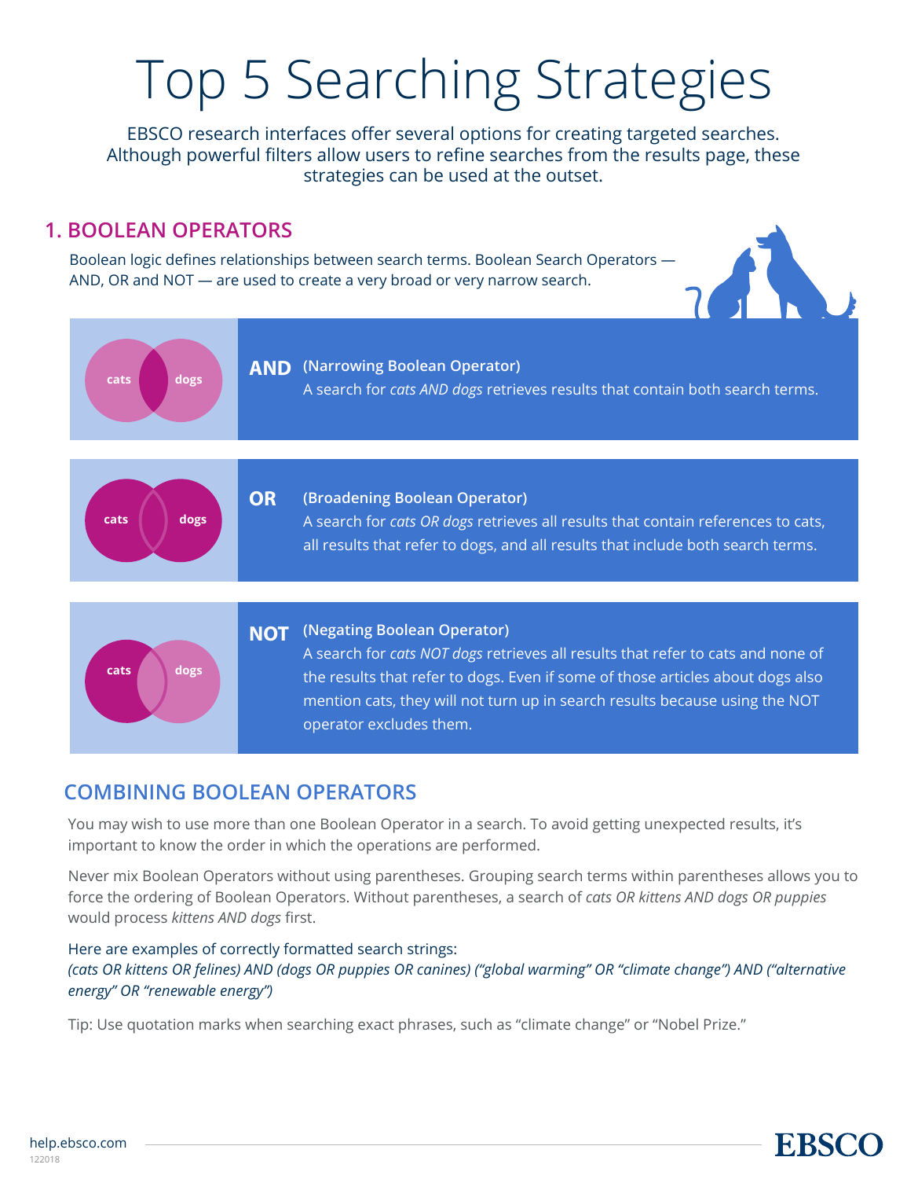# Top 5 Searching Strategies

EBSCO research interfaces offer several options for creating targeted searches. Although powerful filters allow users to refine searches from the results page, these strategies can be used at the outset.

## 1. BOOLEAN OPERATORS

Boolean logic defines relationships between search terms. Boolean Search Operators — AND, OR and NOT — are used to create a very broad or very narrow search.

cats dogs

**AND** (Narrowing Boolean Operator)
A search for *cats AND dogs* retrieves results that contain both search terms.

cats dogs

**OR** (Broadening Boolean Operator)
A search for *cats OR dogs* retrieves all results that contain references to cats, all results that refer to dogs, and all results that include both search terms.

cats dogs

**NOT** (Negating Boolean Operator)
A search for *cats NOT dogs* retrieves all results that refer to cats and none of the results that refer to dogs. Even if some of those articles about dogs also mention cats, they will not turn up in search results because using the NOT operator excludes them.

## COMBINING BOOLEAN OPERATORS

You may wish to use more than one Boolean Operator in a search. To avoid getting unexpected results, it's important to know the order in which the operations are performed.

Never mix Boolean Operators without using parentheses. Grouping search terms within parentheses allows you to force the ordering of Boolean Operators. Without parentheses, a search of *cats OR kittens AND dogs OR puppies* would process *kittens AND dogs* first.

Here are examples of correctly formatted search strings:
*(cats OR kittens OR felines) AND (dogs OR puppies OR canines) ("global warming" OR "climate change") AND ("alternative energy" OR "renewable energy")*

Tip: Use quotation marks when searching exact phrases, such as "climate change" or "Nobel Prize."

help.ebsco.com
122018

EBSCO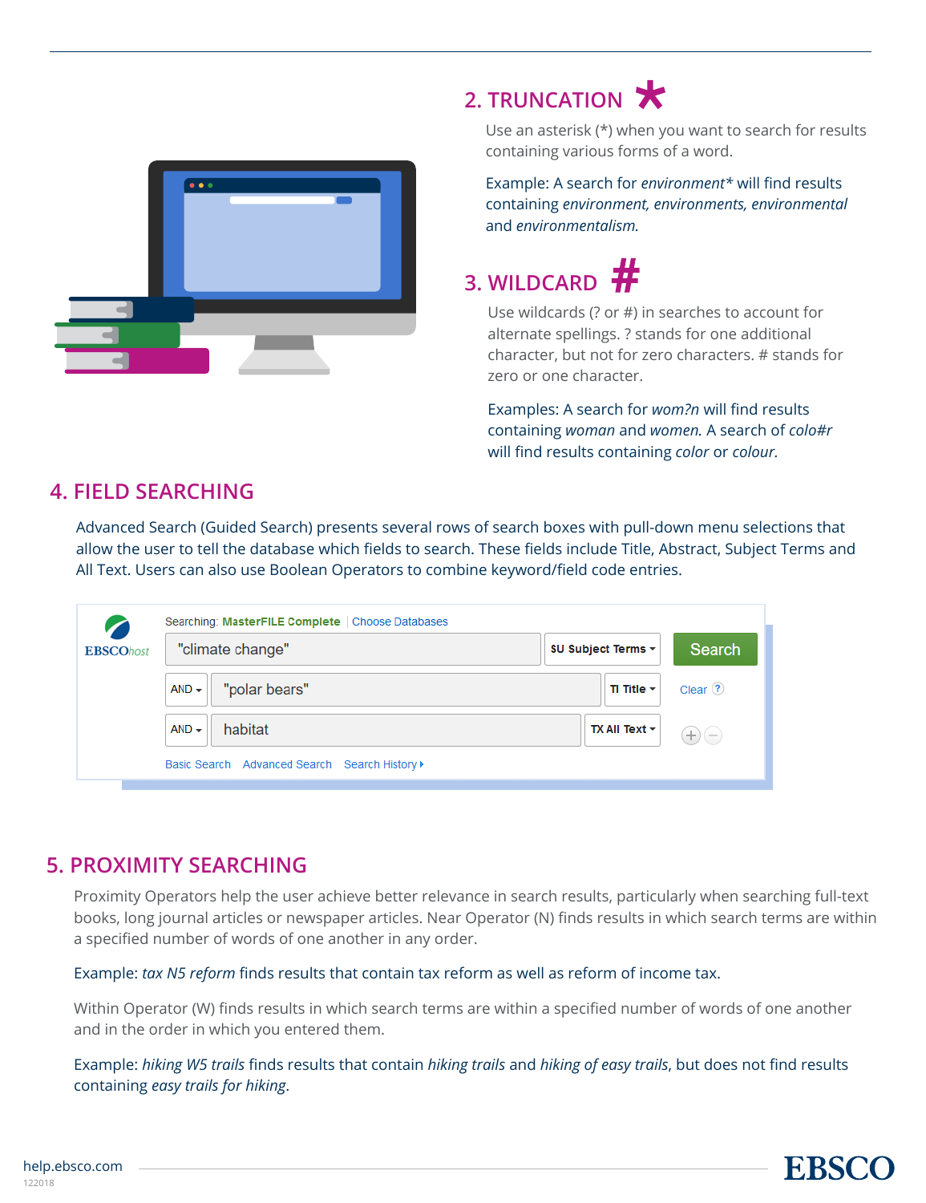## 2. TRUNCATION *

Use an asterisk (*) when you want to search for results containing various forms of a word.

Example: A search for *environment** will find results containing *environment, environments, environmental* and *environmentalism.*

## 3. WILDCARD #

Use wildcards (? or #) in searches to account for alternate spellings. ? stands for one additional character, but not for zero characters. # stands for zero or one character.

Examples: A search for *wom?n* will find results containing *woman* and *women.* A search of *colo#r* will find results containing *color* or *colour.*

## 4. FIELD SEARCHING

Advanced Search (Guided Search) presents several rows of search boxes with pull-down menu selections that allow the user to tell the database which fields to search. These fields include Title, Abstract, Subject Terms and All Text. Users can also use Boolean Operators to combine keyword/field code entries.

Searching: MasterFILE Complete | Choose Databases

EBSCOhost

"climate change" SU Subject Terms Search

AND "polar bears" TI Title Clear

AND habitat TX All Text

Basic Search Advanced Search Search History

## 5. PROXIMITY SEARCHING

Proximity Operators help the user achieve better relevance in search results, particularly when searching full-text books, long journal articles or newspaper articles. Near Operator (N) finds results in which search terms are within a specified number of words of one another in any order.

Example: *tax N5 reform* finds results that contain tax reform as well as reform of income tax.

Within Operator (W) finds results in which search terms are within a specified number of words of one another and in the order in which you entered them.

Example: *hiking W5 trails* finds results that contain *hiking trails* and *hiking of easy trails*, but does not find results containing *easy trails for hiking*.

help.ebsco.com

122018

EBSCO